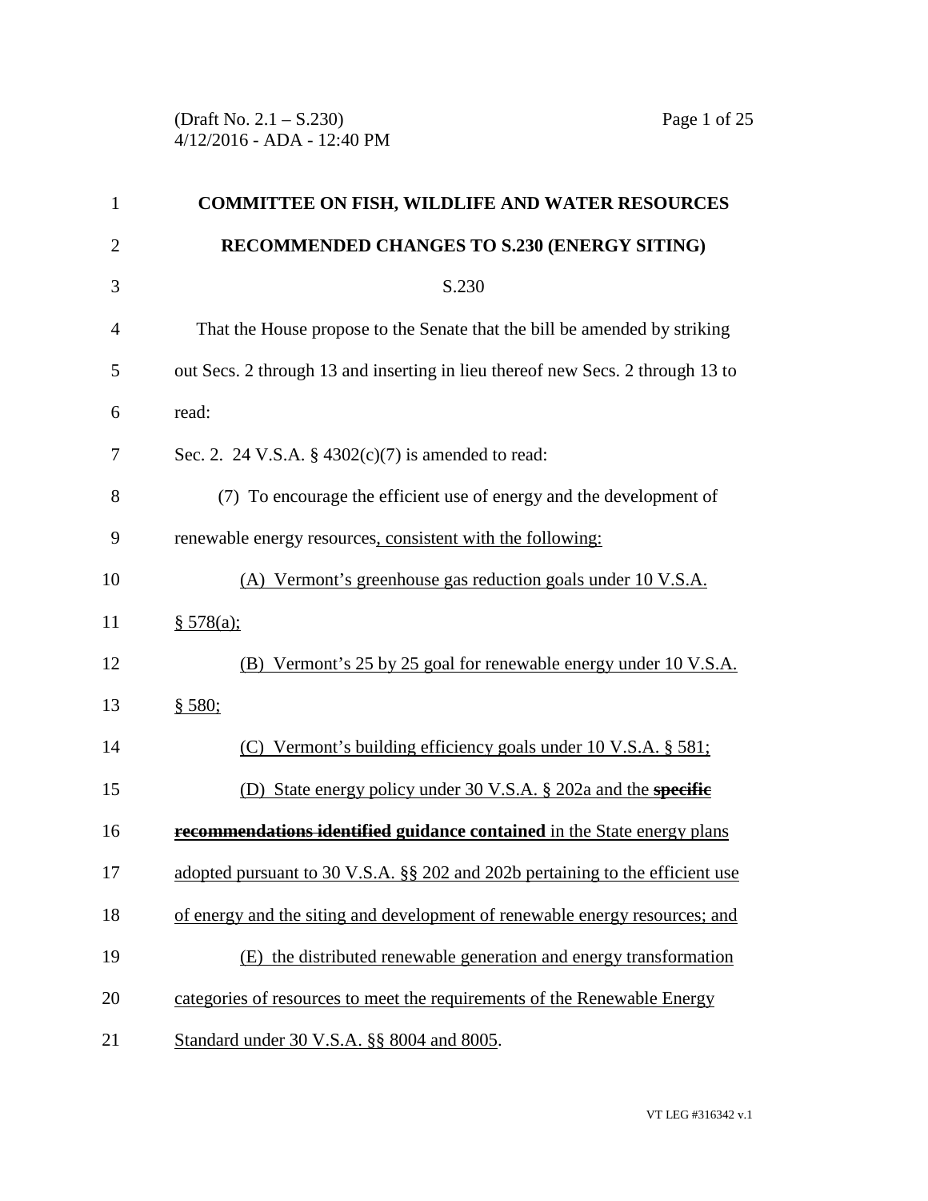**COMMITTEE ON FISH, WILDLIFE AND WATER RESOURCES**

**RECOMMENDED CHANGES TO S.230 (ENERGY SITING)**

S.230

That the House propose to the Senate that the bill be amended by striking out Secs. 2 through 13 and inserting in lieu thereof new Secs. 2 through 13 to read:

Sec. 2. 24 V.S.A. § 4302(c)(7) is amended to read:

(7) To encourage the efficient use of energy and the development of renewable energy resources, consistent with the following:

(A) Vermont's greenhouse gas reduction goals under 10 V.S.A. § 578(a);

(B) Vermont's 25 by 25 goal for renewable energy under 10 V.S.A. § 580;

(C) Vermont's building efficiency goals under 10 V.S.A. § 581;

(D) State energy policy under 30 V.S.A. § 202a and the ~~**specific recommendations identified**~~ **guidance contained** in the State energy plans adopted pursuant to 30 V.S.A. §§ 202 and 202b pertaining to the efficient use of energy and the siting and development of renewable energy resources; and

(E) the distributed renewable generation and energy transformation categories of resources to meet the requirements of the Renewable Energy Standard under 30 V.S.A. §§ 8004 and 8005.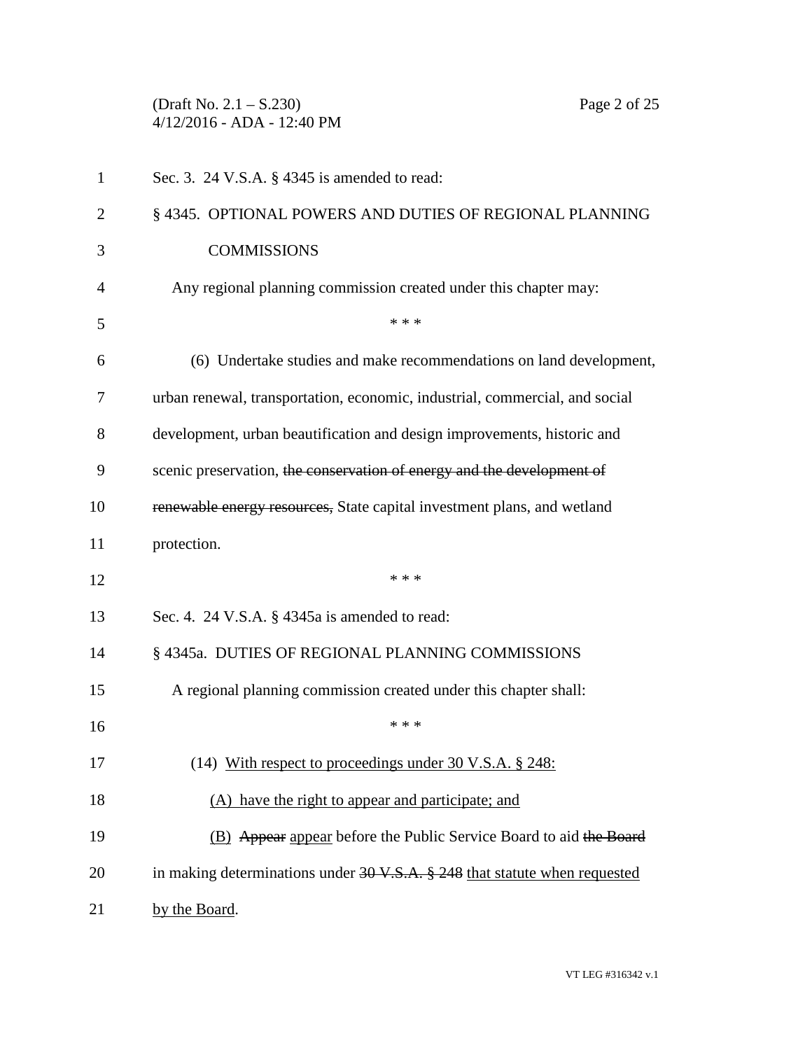Sec. 3. 24 V.S.A. § 4345 is amended to read:

§ 4345. OPTIONAL POWERS AND DUTIES OF REGIONAL PLANNING COMMISSIONS

Any regional planning commission created under this chapter may:

\* \* \*

(6) Undertake studies and make recommendations on land development, urban renewal, transportation, economic, industrial, commercial, and social development, urban beautification and design improvements, historic and scenic preservation, ~~the conservation of energy and the development of renewable energy resources,~~ State capital investment plans, and wetland protection.

\* \* \*

Sec. 4. 24 V.S.A. § 4345a is amended to read:

§ 4345a. DUTIES OF REGIONAL PLANNING COMMISSIONS

A regional planning commission created under this chapter shall:

\* \* \*

(14) <u>With respect to proceedings under 30 V.S.A. § 248:</u>

<u>(A) have the right to appear and participate; and</u>

<u>(B)</u> ~~Appear~~ <u>appear</u> before the Public Service Board to aid ~~the Board~~ in making determinations under ~~30 V.S.A. § 248~~ <u>that statute when requested by the Board</u>.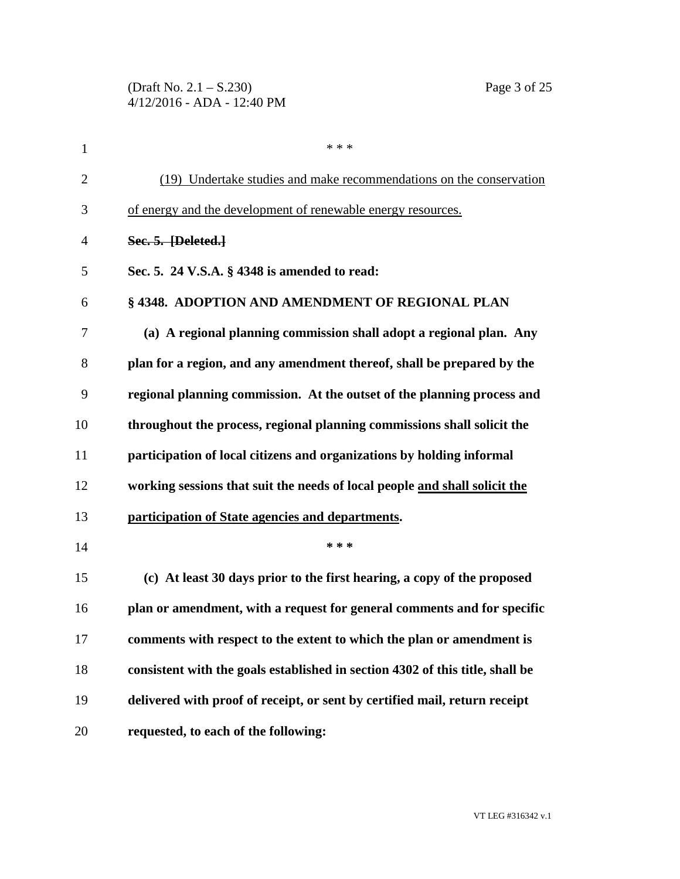\* \* \*

(19) Undertake studies and make recommendations on the conservation of energy and the development of renewable energy resources.

~~**Sec. 5. [Deleted.]**~~

**Sec. 5. 24 V.S.A. § 4348 is amended to read:**

**§ 4348. ADOPTION AND AMENDMENT OF REGIONAL PLAN**

**(a) A regional planning commission shall adopt a regional plan. Any plan for a region, and any amendment thereof, shall be prepared by the regional planning commission. At the outset of the planning process and throughout the process, regional planning commissions shall solicit the participation of local citizens and organizations by holding informal working sessions that suit the needs of local people <u>and shall solicit the participation of State agencies and departments</u>.**

**\* \* \***

**(c) At least 30 days prior to the first hearing, a copy of the proposed plan or amendment, with a request for general comments and for specific comments with respect to the extent to which the plan or amendment is consistent with the goals established in section 4302 of this title, shall be delivered with proof of receipt, or sent by certified mail, return receipt requested, to each of the following:**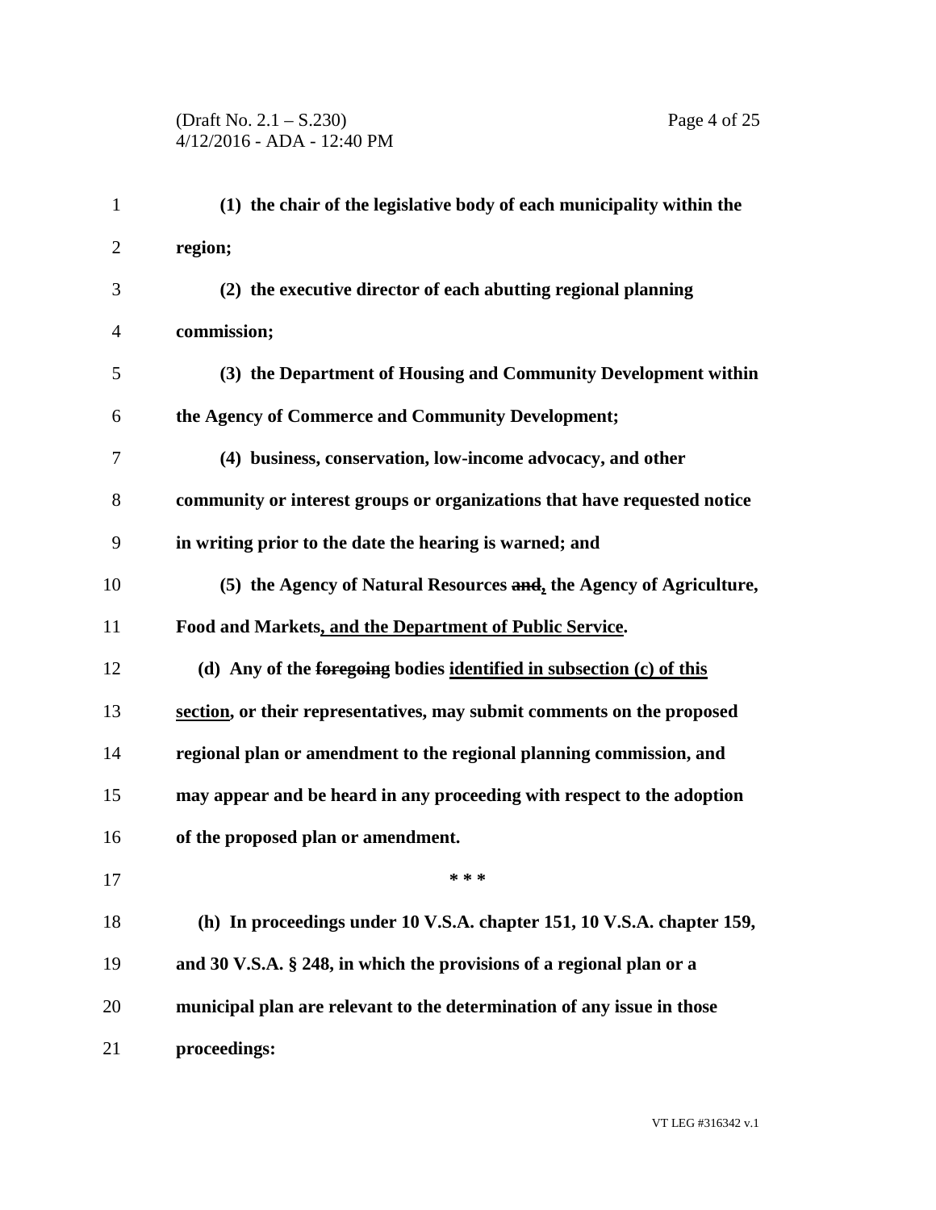**(1) the chair of the legislative body of each municipality within the region;**

**(2) the executive director of each abutting regional planning commission;**

**(3) the Department of Housing and Community Development within the Agency of Commerce and Community Development;**

**(4) business, conservation, low-income advocacy, and other community or interest groups or organizations that have requested notice in writing prior to the date the hearing is warned; and**

**(5) the Agency of Natural Resources ~~and~~, the Agency of Agriculture, Food and Markets, and the Department of Public Service.**

**(d) Any of the ~~foregoing~~ bodies identified in subsection (c) of this section, or their representatives, may submit comments on the proposed regional plan or amendment to the regional planning commission, and may appear and be heard in any proceeding with respect to the adoption of the proposed plan or amendment.**

**\* \* \***

**(h) In proceedings under 10 V.S.A. chapter 151, 10 V.S.A. chapter 159, and 30 V.S.A. § 248, in which the provisions of a regional plan or a municipal plan are relevant to the determination of any issue in those proceedings:**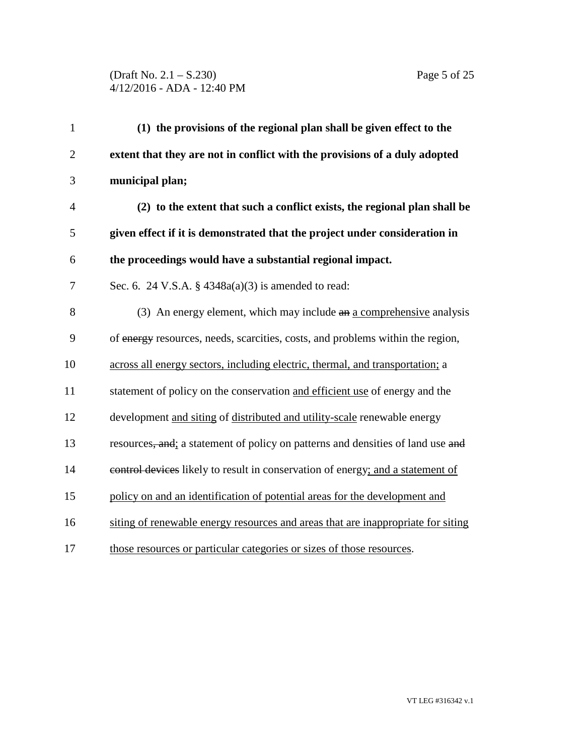**(1) the provisions of the regional plan shall be given effect to the extent that they are not in conflict with the provisions of a duly adopted municipal plan;**

**(2) to the extent that such a conflict exists, the regional plan shall be given effect if it is demonstrated that the project under consideration in the proceedings would have a substantial regional impact.**

Sec. 6. 24 V.S.A. § 4348a(a)(3) is amended to read:

(3) An energy element, which may include ~~an~~ <u>a comprehensive</u> analysis of ~~energy~~ resources, needs, scarcities, costs, and problems within the region, <u>across all energy sectors, including electric, thermal, and transportation;</u> a statement of policy on the conservation <u>and efficient use</u> of energy and the development <u>and siting</u> of <u>distributed and utility-scale</u> renewable energy resources~~, and~~<u>;</u> a statement of policy on patterns and densities of land use ~~and control devices~~ likely to result in conservation of energy<u>; and a statement of policy on and an identification of potential areas for the development and siting of renewable energy resources and areas that are inappropriate for siting those resources or particular categories or sizes of those resources</u>.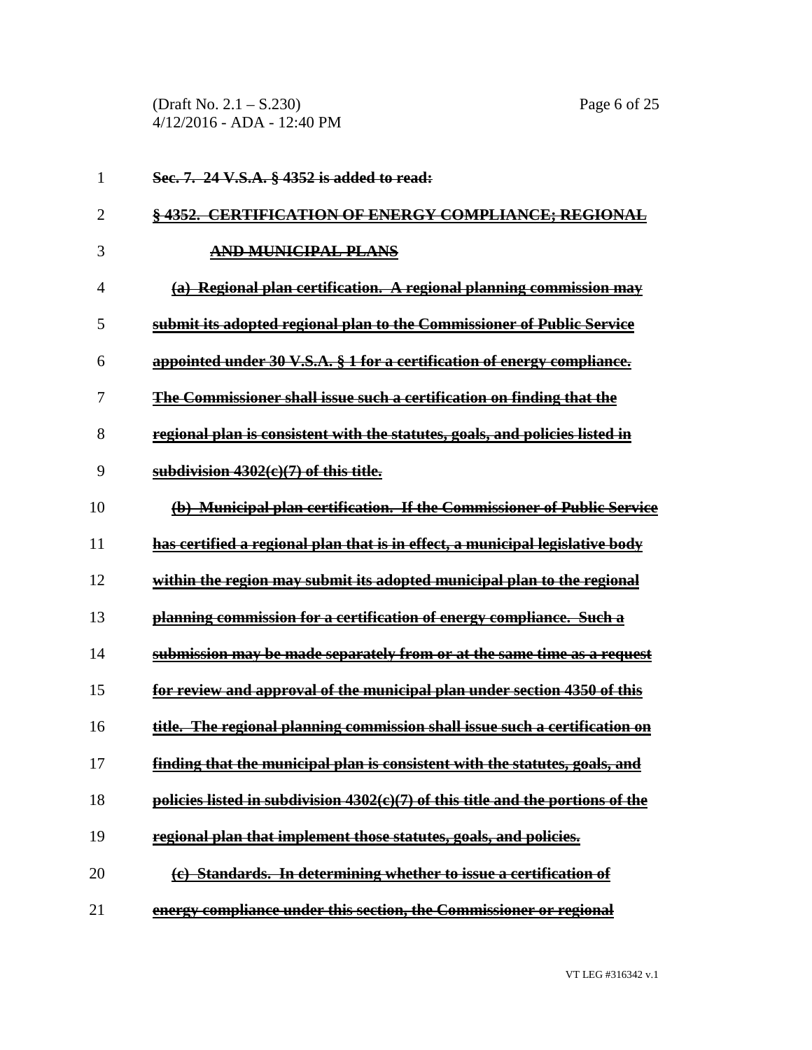~~**Sec. 7. 24 V.S.A. § 4352 is added to read:**~~

~~**§ 4352. CERTIFICATION OF ENERGY COMPLIANCE; REGIONAL AND MUNICIPAL PLANS**~~

~~**(a) Regional plan certification. A regional planning commission may submit its adopted regional plan to the Commissioner of Public Service appointed under 30 V.S.A. § 1 for a certification of energy compliance. The Commissioner shall issue such a certification on finding that the regional plan is consistent with the statutes, goals, and policies listed in subdivision 4302(c)(7) of this title.**~~

~~**(b) Municipal plan certification. If the Commissioner of Public Service has certified a regional plan that is in effect, a municipal legislative body within the region may submit its adopted municipal plan to the regional planning commission for a certification of energy compliance. Such a submission may be made separately from or at the same time as a request for review and approval of the municipal plan under section 4350 of this title. The regional planning commission shall issue such a certification on finding that the municipal plan is consistent with the statutes, goals, and policies listed in subdivision 4302(c)(7) of this title and the portions of the regional plan that implement those statutes, goals, and policies.**~~

~~**(c) Standards. In determining whether to issue a certification of energy compliance under this section, the Commissioner or regional**~~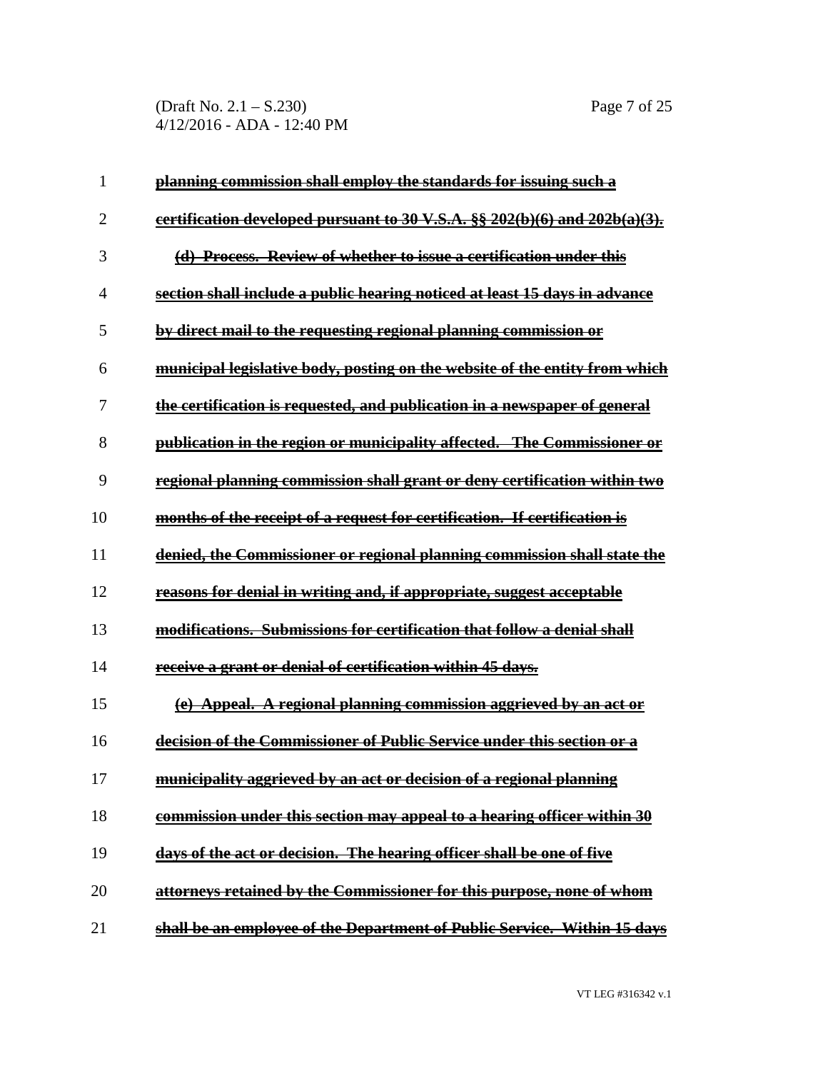~~**planning commission shall employ the standards for issuing such a certification developed pursuant to 30 V.S.A. §§ 202(b)(6) and 202b(a)(3).**~~

~~**(d) Process. Review of whether to issue a certification under this section shall include a public hearing noticed at least 15 days in advance by direct mail to the requesting regional planning commission or municipal legislative body, posting on the website of the entity from which the certification is requested, and publication in a newspaper of general publication in the region or municipality affected. The Commissioner or regional planning commission shall grant or deny certification within two months of the receipt of a request for certification. If certification is denied, the Commissioner or regional planning commission shall state the reasons for denial in writing and, if appropriate, suggest acceptable modifications. Submissions for certification that follow a denial shall receive a grant or denial of certification within 45 days.**~~

~~**(e) Appeal. A regional planning commission aggrieved by an act or decision of the Commissioner of Public Service under this section or a municipality aggrieved by an act or decision of a regional planning commission under this section may appeal to a hearing officer within 30 days of the act or decision. The hearing officer shall be one of five attorneys retained by the Commissioner for this purpose, none of whom shall be an employee of the Department of Public Service. Within 15 days**~~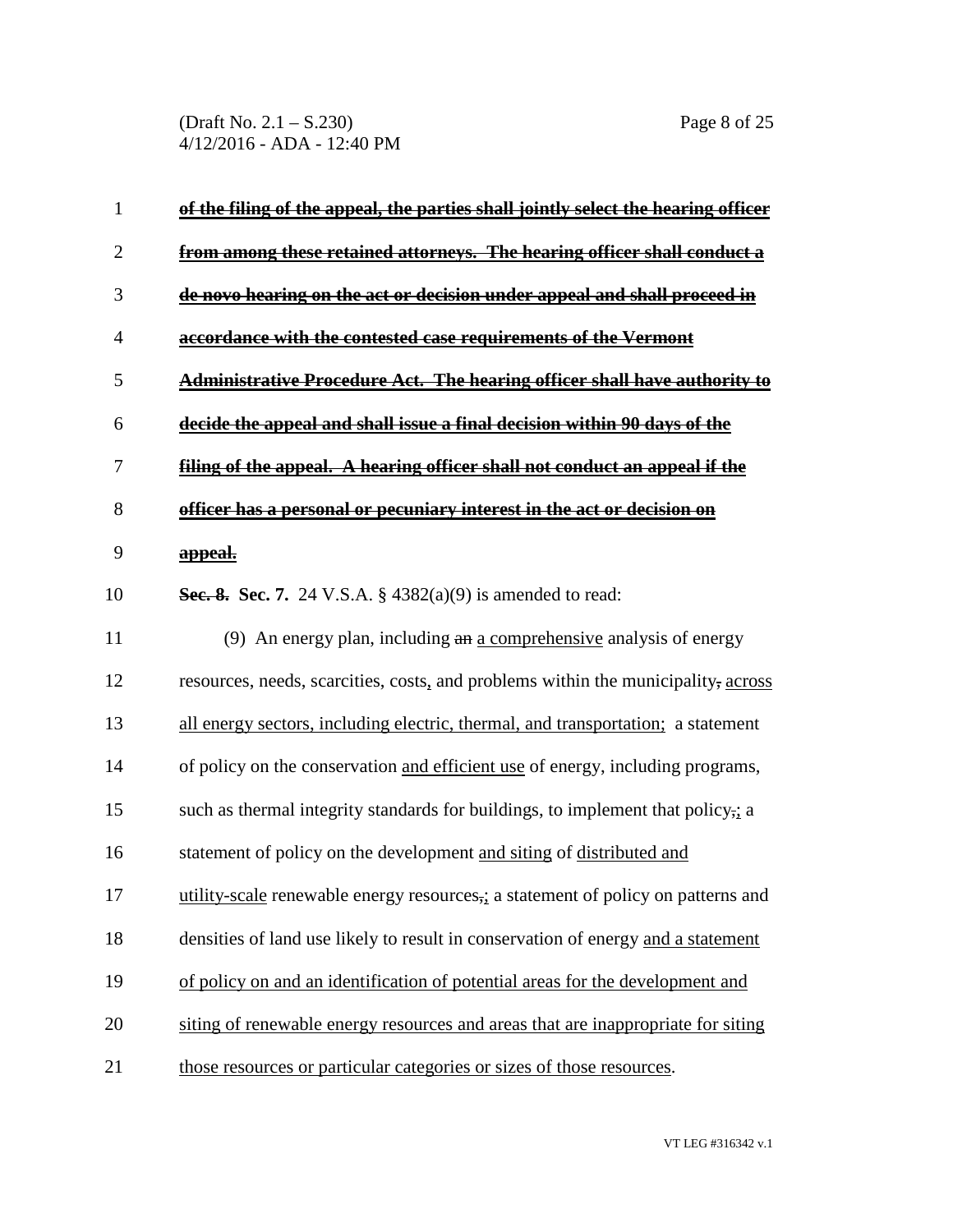~~**of the filing of the appeal, the parties shall jointly select the hearing officer from among these retained attorneys. The hearing officer shall conduct a de novo hearing on the act or decision under appeal and shall proceed in accordance with the contested case requirements of the Vermont Administrative Procedure Act. The hearing officer shall have authority to decide the appeal and shall issue a final decision within 90 days of the filing of the appeal. A hearing officer shall not conduct an appeal if the officer has a personal or pecuniary interest in the act or decision on appeal.**~~

~~**Sec. 8.**~~ **Sec. 7.** 24 V.S.A. § 4382(a)(9) is amended to read:

(9) An energy plan, including ~~an~~ <u>a comprehensive</u> analysis of energy resources, needs, scarcities, costs<u>,</u> and problems within the municipality~~,~~ <u>across all energy sectors, including electric, thermal, and transportation;</u> a statement of policy on the conservation <u>and efficient use</u> of energy, including programs, such as thermal integrity standards for buildings, to implement that policy~~,~~<u>;</u> a statement of policy on the development <u>and siting</u> of <u>distributed and utility-scale</u> renewable energy resources~~,~~<u>;</u> a statement of policy on patterns and densities of land use likely to result in conservation of energy <u>and a statement of policy on and an identification of potential areas for the development and siting of renewable energy resources and areas that are inappropriate for siting those resources or particular categories or sizes of those resources</u>.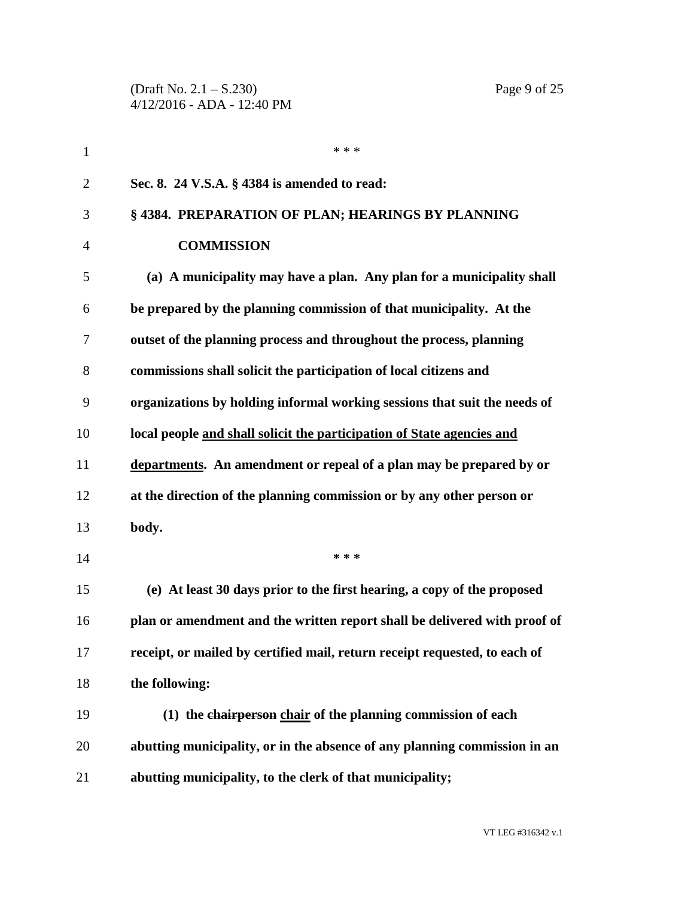\* \* \*

**Sec. 8. 24 V.S.A. § 4384 is amended to read:**

**§ 4384. PREPARATION OF PLAN; HEARINGS BY PLANNING COMMISSION**

**(a) A municipality may have a plan. Any plan for a municipality shall be prepared by the planning commission of that municipality. At the outset of the planning process and throughout the process, planning commissions shall solicit the participation of local citizens and organizations by holding informal working sessions that suit the needs of local people <u>and shall solicit the participation of State agencies and departments</u>. An amendment or repeal of a plan may be prepared by or at the direction of the planning commission or by any other person or body.**

**\* \* \***

**(e) At least 30 days prior to the first hearing, a copy of the proposed plan or amendment and the written report shall be delivered with proof of receipt, or mailed by certified mail, return receipt requested, to each of the following:**

**(1) the ~~chairperson~~ <u>chair</u> of the planning commission of each abutting municipality, or in the absence of any planning commission in an abutting municipality, to the clerk of that municipality;**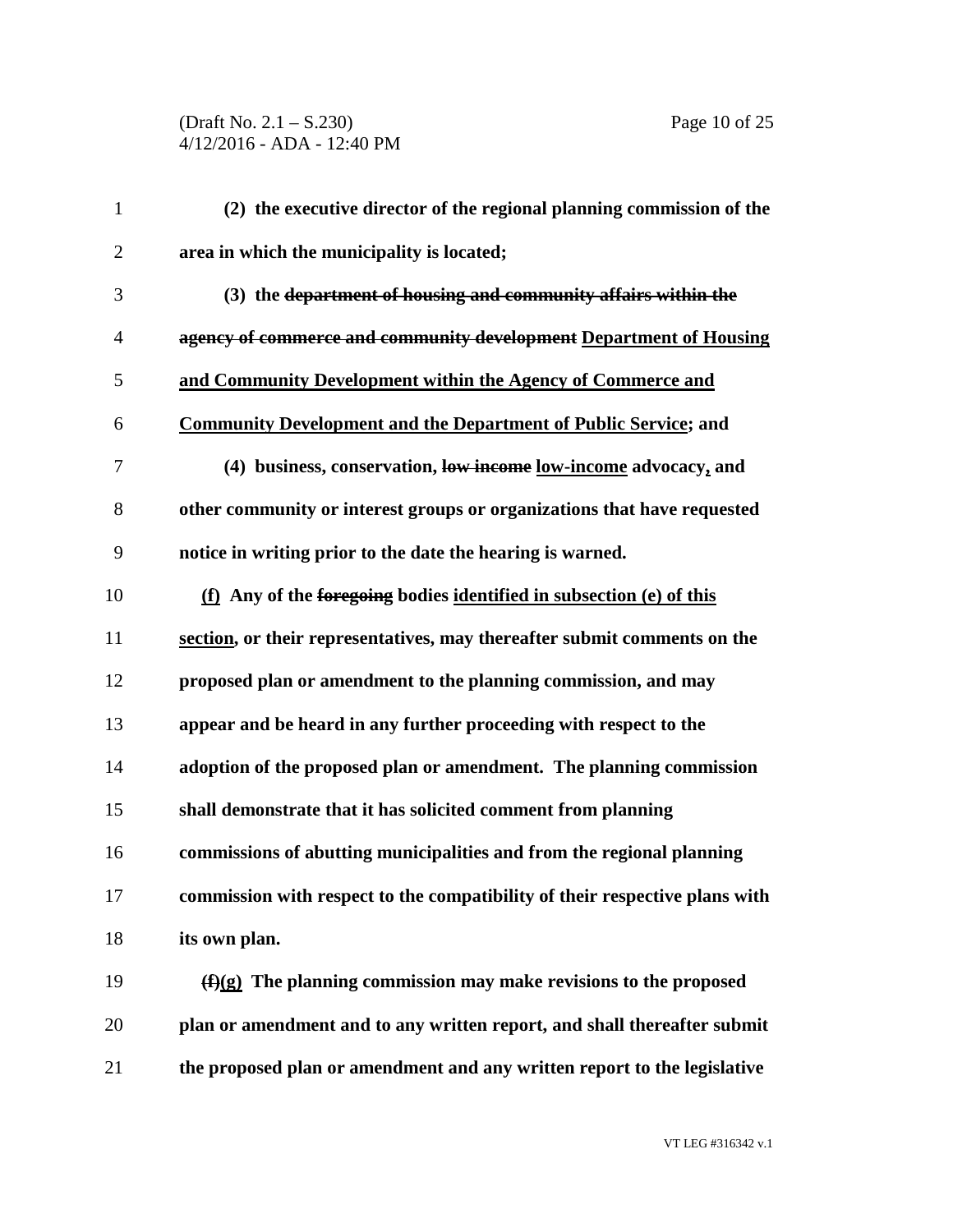**(2) the executive director of the regional planning commission of the area in which the municipality is located;**

**(3) the ~~department of housing and community affairs within the agency of commerce and community development~~ <u>Department of Housing and Community Development within the Agency of Commerce and Community Development and the Department of Public Service</u>; and**

**(4) business, conservation, ~~low income~~ <u>low-income</u> advocacy<u>,</u> and other community or interest groups or organizations that have requested notice in writing prior to the date the hearing is warned.**

**<u>(f)</u> Any of the ~~foregoing~~ bodies <u>identified in subsection (e) of this section</u>, or their representatives, may thereafter submit comments on the proposed plan or amendment to the planning commission, and may appear and be heard in any further proceeding with respect to the adoption of the proposed plan or amendment. The planning commission shall demonstrate that it has solicited comment from planning commissions of abutting municipalities and from the regional planning commission with respect to the compatibility of their respective plans with its own plan.**

**~~(f)~~<u>(g)</u> The planning commission may make revisions to the proposed plan or amendment and to any written report, and shall thereafter submit the proposed plan or amendment and any written report to the legislative**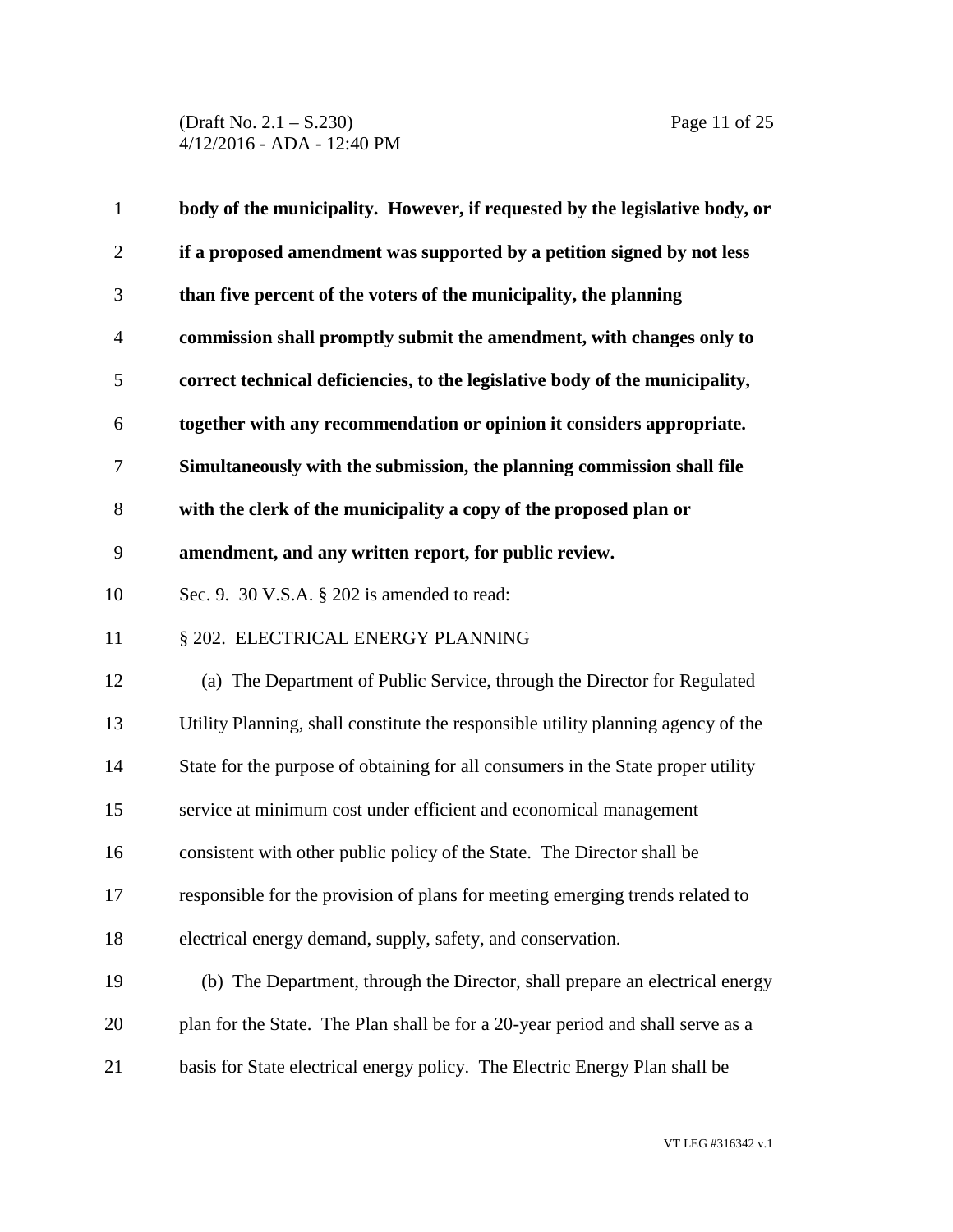**body of the municipality. However, if requested by the legislative body, or if a proposed amendment was supported by a petition signed by not less than five percent of the voters of the municipality, the planning commission shall promptly submit the amendment, with changes only to correct technical deficiencies, to the legislative body of the municipality, together with any recommendation or opinion it considers appropriate. Simultaneously with the submission, the planning commission shall file with the clerk of the municipality a copy of the proposed plan or amendment, and any written report, for public review.**

Sec. 9. 30 V.S.A. § 202 is amended to read:

§ 202. ELECTRICAL ENERGY PLANNING

(a) The Department of Public Service, through the Director for Regulated Utility Planning, shall constitute the responsible utility planning agency of the State for the purpose of obtaining for all consumers in the State proper utility service at minimum cost under efficient and economical management consistent with other public policy of the State. The Director shall be responsible for the provision of plans for meeting emerging trends related to electrical energy demand, supply, safety, and conservation.

(b) The Department, through the Director, shall prepare an electrical energy plan for the State. The Plan shall be for a 20-year period and shall serve as a basis for State electrical energy policy. The Electric Energy Plan shall be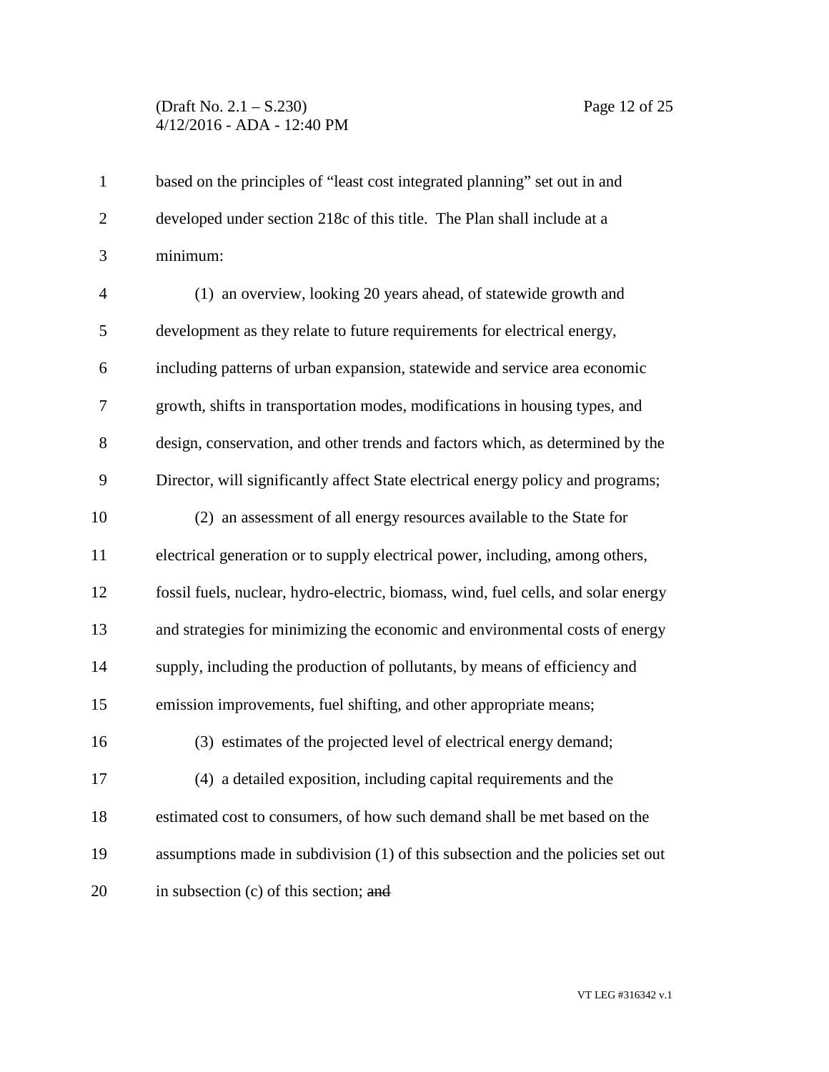based on the principles of "least cost integrated planning" set out in and developed under section 218c of this title. The Plan shall include at a minimum:

(1) an overview, looking 20 years ahead, of statewide growth and development as they relate to future requirements for electrical energy, including patterns of urban expansion, statewide and service area economic growth, shifts in transportation modes, modifications in housing types, and design, conservation, and other trends and factors which, as determined by the Director, will significantly affect State electrical energy policy and programs;

(2) an assessment of all energy resources available to the State for electrical generation or to supply electrical power, including, among others, fossil fuels, nuclear, hydro-electric, biomass, wind, fuel cells, and solar energy and strategies for minimizing the economic and environmental costs of energy supply, including the production of pollutants, by means of efficiency and emission improvements, fuel shifting, and other appropriate means;

(3) estimates of the projected level of electrical energy demand;

(4) a detailed exposition, including capital requirements and the estimated cost to consumers, of how such demand shall be met based on the assumptions made in subdivision (1) of this subsection and the policies set out in subsection (c) of this section; ~~and~~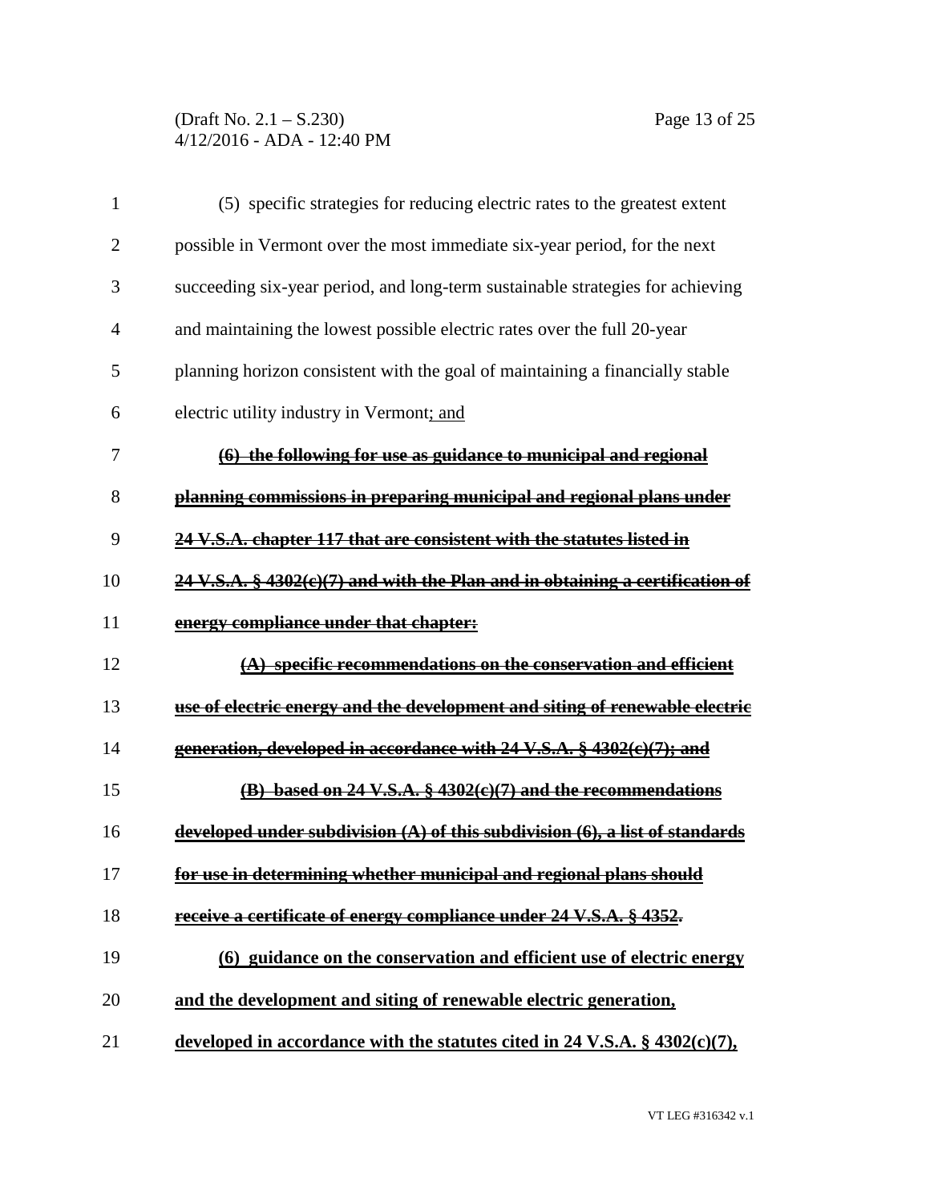(5) specific strategies for reducing electric rates to the greatest extent possible in Vermont over the most immediate six-year period, for the next succeeding six-year period, and long-term sustainable strategies for achieving and maintaining the lowest possible electric rates over the full 20-year planning horizon consistent with the goal of maintaining a financially stable electric utility industry in Vermont; and

~~**(6) the following for use as guidance to municipal and regional planning commissions in preparing municipal and regional plans under 24 V.S.A. chapter 117 that are consistent with the statutes listed in 24 V.S.A. § 4302(c)(7) and with the Plan and in obtaining a certification of energy compliance under that chapter:**~~

~~**(A) specific recommendations on the conservation and efficient use of electric energy and the development and siting of renewable electric generation, developed in accordance with 24 V.S.A. § 4302(c)(7); and**~~

~~**(B) based on 24 V.S.A. § 4302(c)(7) and the recommendations developed under subdivision (A) of this subdivision (6), a list of standards for use in determining whether municipal and regional plans should receive a certificate of energy compliance under 24 V.S.A. § 4352.**~~

**(6) guidance on the conservation and efficient use of electric energy and the development and siting of renewable electric generation, developed in accordance with the statutes cited in 24 V.S.A. § 4302(c)(7),**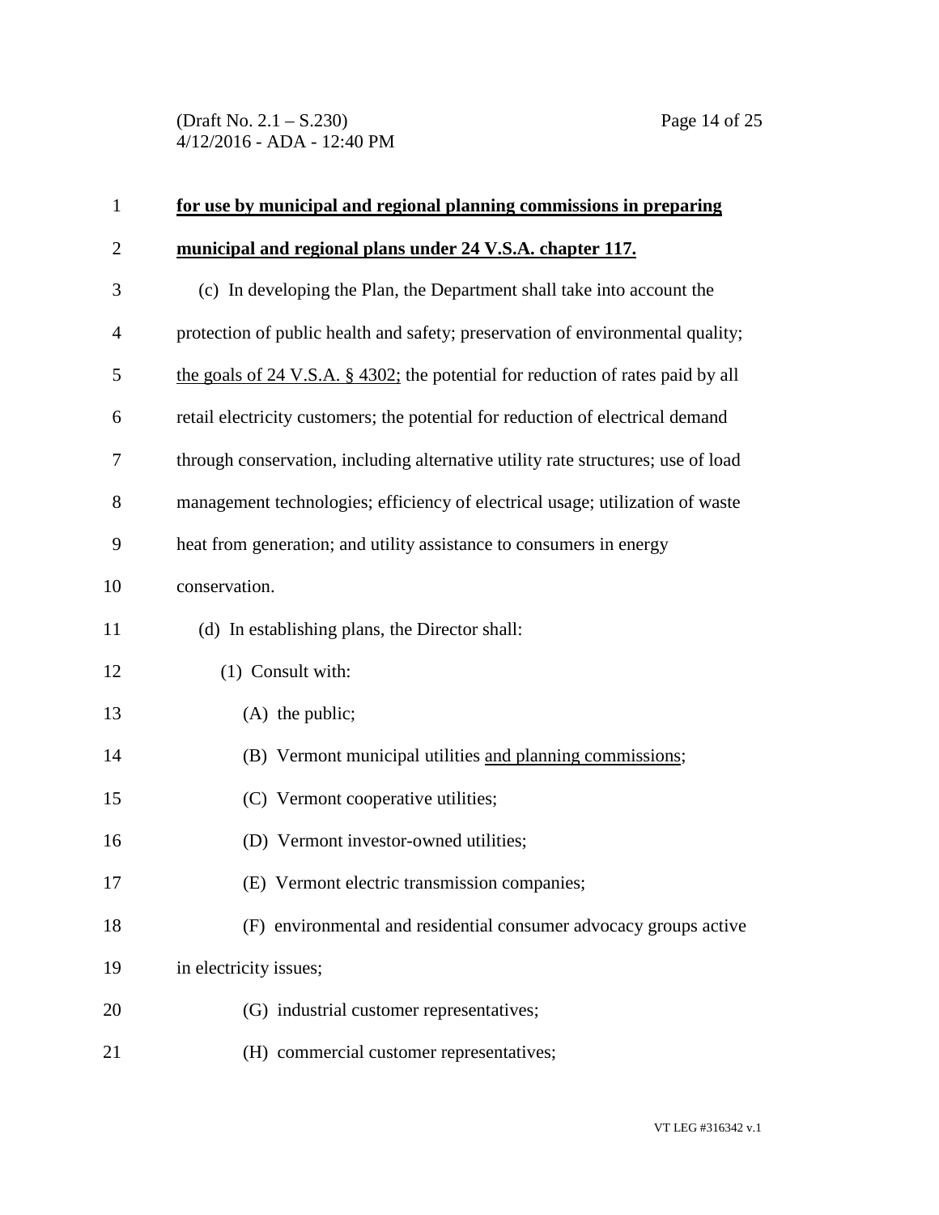**for use by municipal and regional planning commissions in preparing municipal and regional plans under 24 V.S.A. chapter 117.**

(c) In developing the Plan, the Department shall take into account the protection of public health and safety; preservation of environmental quality; the goals of 24 V.S.A. § 4302; the potential for reduction of rates paid by all retail electricity customers; the potential for reduction of electrical demand through conservation, including alternative utility rate structures; use of load management technologies; efficiency of electrical usage; utilization of waste heat from generation; and utility assistance to consumers in energy conservation.

(d) In establishing plans, the Director shall:

(1) Consult with:

(A) the public;

(B) Vermont municipal utilities and planning commissions;

(C) Vermont cooperative utilities;

(D) Vermont investor-owned utilities;

(E) Vermont electric transmission companies;

(F) environmental and residential consumer advocacy groups active in electricity issues;

(G) industrial customer representatives;

(H) commercial customer representatives;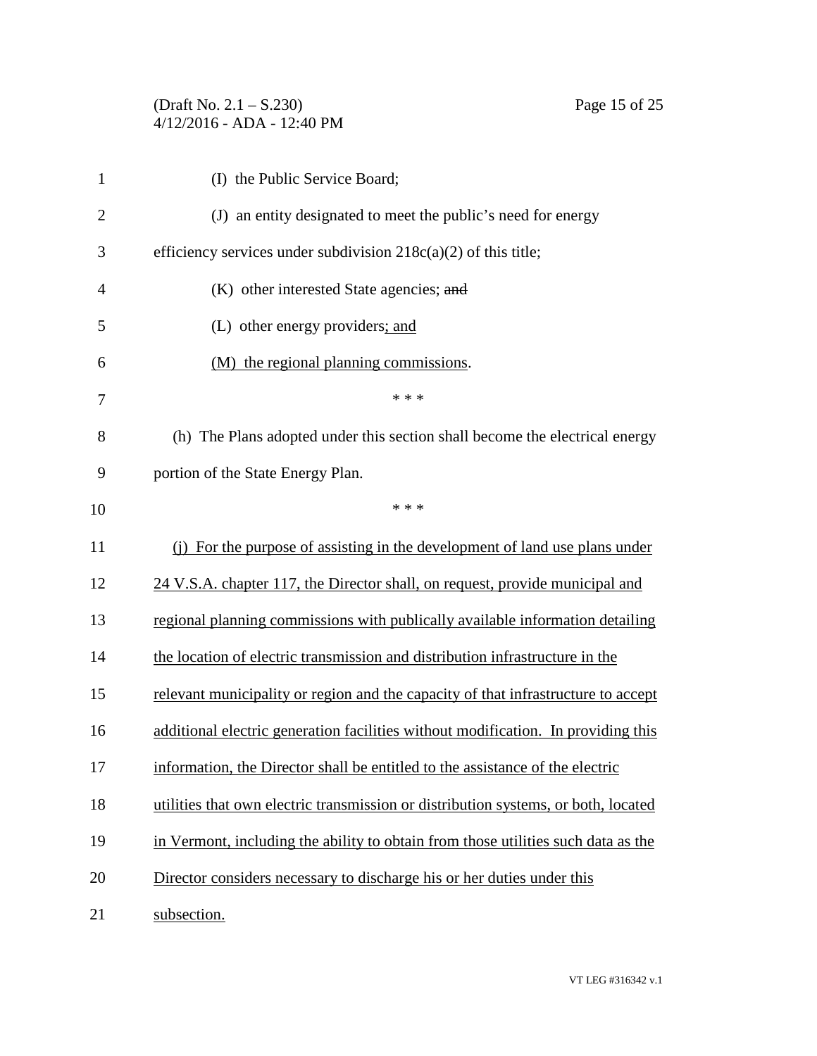(I) the Public Service Board;

(J) an entity designated to meet the public's need for energy efficiency services under subdivision 218c(a)(2) of this title;

(K) other interested State agencies; ~~and~~

(L) other energy providers<u>; and</u>

<u>(M) the regional planning commissions</u>.

\* \* \*

(h) The Plans adopted under this section shall become the electrical energy portion of the State Energy Plan.

\* \* \*

<u>(j) For the purpose of assisting in the development of land use plans under 24 V.S.A. chapter 117, the Director shall, on request, provide municipal and regional planning commissions with publically available information detailing the location of electric transmission and distribution infrastructure in the relevant municipality or region and the capacity of that infrastructure to accept additional electric generation facilities without modification. In providing this information, the Director shall be entitled to the assistance of the electric utilities that own electric transmission or distribution systems, or both, located in Vermont, including the ability to obtain from those utilities such data as the Director considers necessary to discharge his or her duties under this subsection.</u>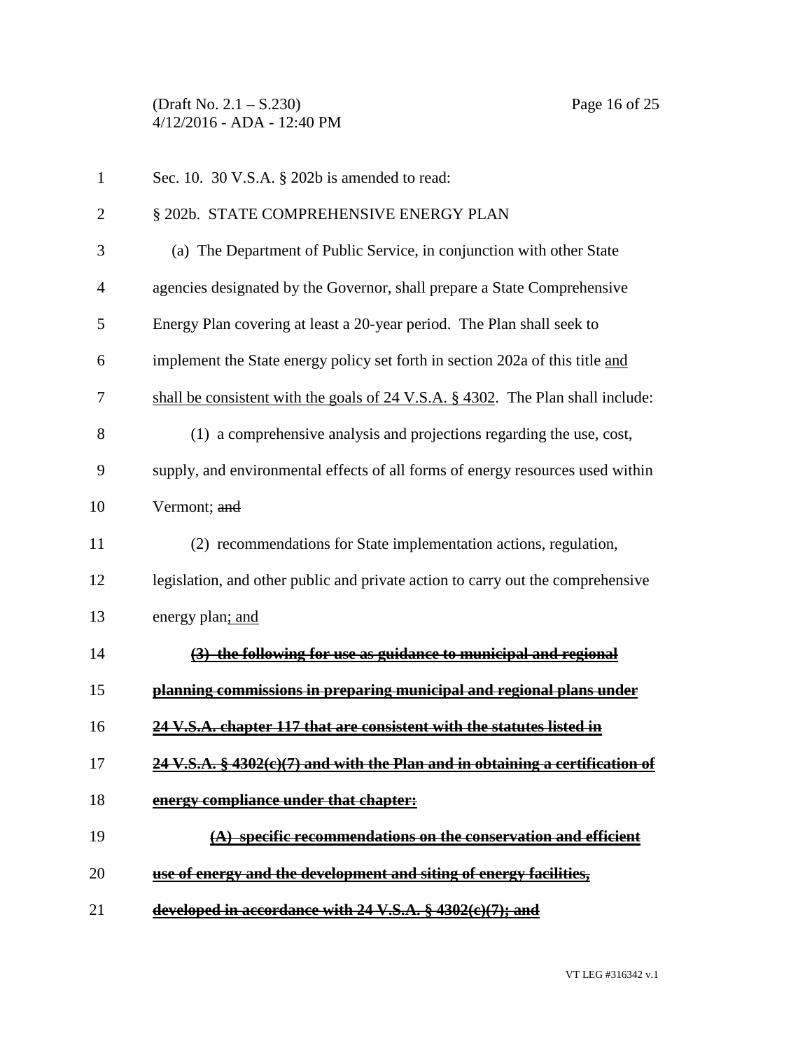Sec. 10. 30 V.S.A. § 202b is amended to read:

§ 202b. STATE COMPREHENSIVE ENERGY PLAN

(a) The Department of Public Service, in conjunction with other State agencies designated by the Governor, shall prepare a State Comprehensive Energy Plan covering at least a 20-year period. The Plan shall seek to implement the State energy policy set forth in section 202a of this title <u>and shall be consistent with the goals of 24 V.S.A. § 4302</u>. The Plan shall include:

(1) a comprehensive analysis and projections regarding the use, cost, supply, and environmental effects of all forms of energy resources used within Vermont; ~~and~~

(2) recommendations for State implementation actions, regulation, legislation, and other public and private action to carry out the comprehensive energy plan<u>; and</u>

**~~(3) the following for use as guidance to municipal and regional planning commissions in preparing municipal and regional plans under 24 V.S.A. chapter 117 that are consistent with the statutes listed in 24 V.S.A. § 4302(c)(7) and with the Plan and in obtaining a certification of energy compliance under that chapter:~~**

**~~(A) specific recommendations on the conservation and efficient use of energy and the development and siting of energy facilities, developed in accordance with 24 V.S.A. § 4302(c)(7); and~~**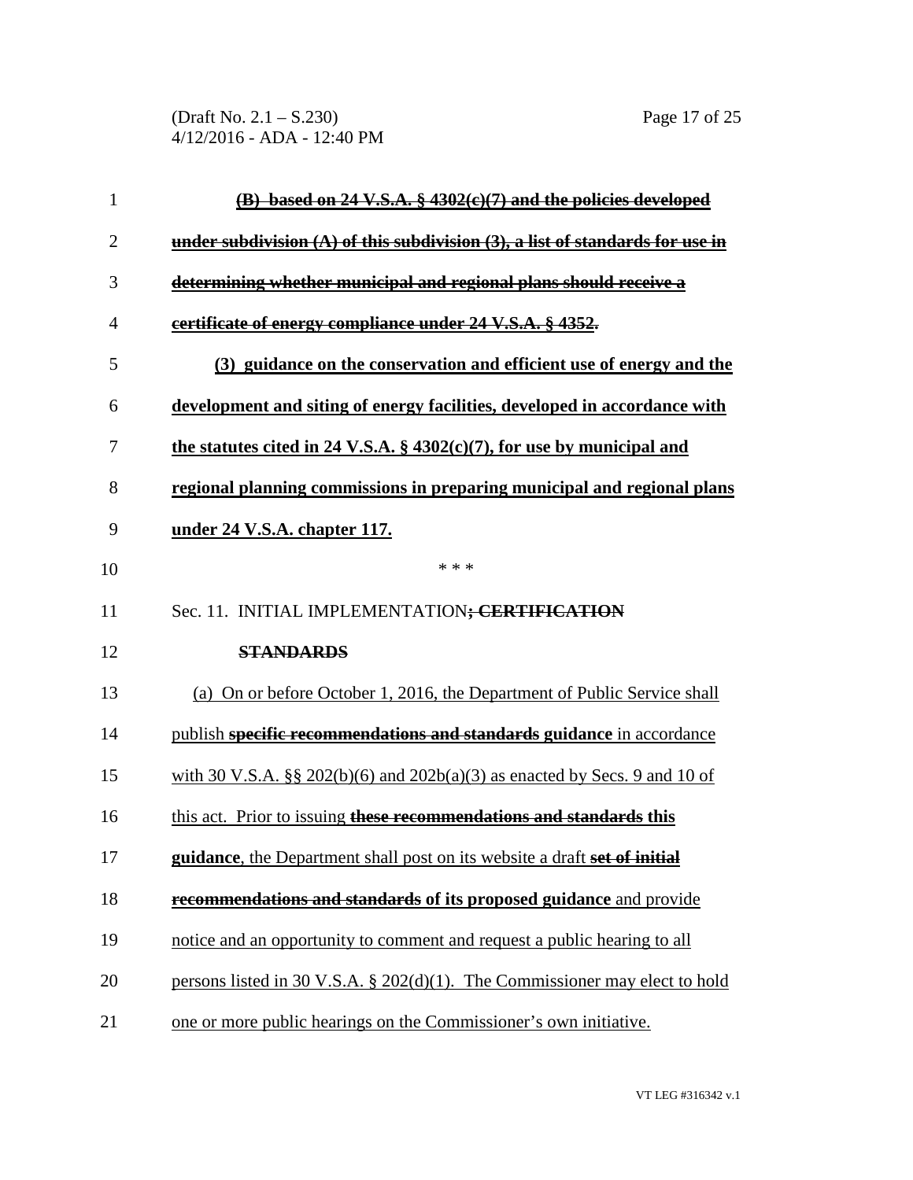~~**(B) based on 24 V.S.A. § 4302(c)(7) and the policies developed under subdivision (A) of this subdivision (3), a list of standards for use in determining whether municipal and regional plans should receive a certificate of energy compliance under 24 V.S.A. § 4352.**~~

**(3) guidance on the conservation and efficient use of energy and the development and siting of energy facilities, developed in accordance with the statutes cited in 24 V.S.A. § 4302(c)(7), for use by municipal and regional planning commissions in preparing municipal and regional plans under 24 V.S.A. chapter 117.**

\* \* \*

Sec. 11. INITIAL IMPLEMENTATION~~**; CERTIFICATION STANDARDS**~~

(a) On or before October 1, 2016, the Department of Public Service shall publish ~~**specific recommendations and standards**~~ **guidance** in accordance with 30 V.S.A. §§ 202(b)(6) and 202b(a)(3) as enacted by Secs. 9 and 10 of this act. Prior to issuing ~~**these recommendations and standards**~~ **this guidance**, the Department shall post on its website a draft ~~**set of initial recommendations and standards**~~ **of its proposed guidance** and provide notice and an opportunity to comment and request a public hearing to all persons listed in 30 V.S.A. § 202(d)(1). The Commissioner may elect to hold one or more public hearings on the Commissioner's own initiative.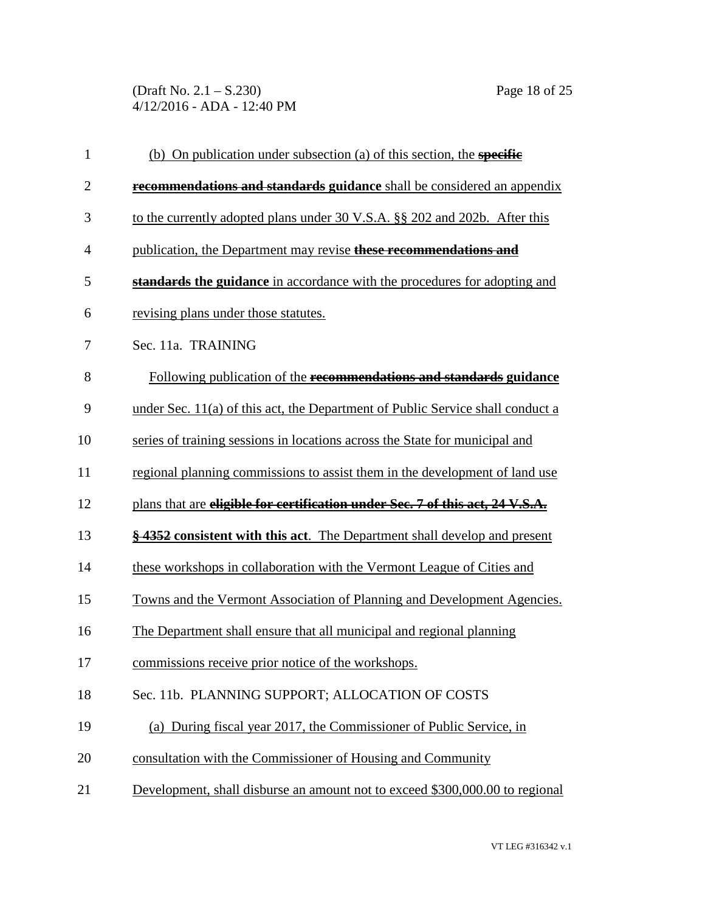(b) On publication under subsection (a) of this section, the ~~**specific recommendations and standards**~~ **guidance** shall be considered an appendix to the currently adopted plans under 30 V.S.A. §§ 202 and 202b. After this publication, the Department may revise ~~**these recommendations and standards**~~ **the guidance** in accordance with the procedures for adopting and revising plans under those statutes.

Sec. 11a. TRAINING

Following publication of the ~~**recommendations and standards**~~ **guidance** under Sec. 11(a) of this act, the Department of Public Service shall conduct a series of training sessions in locations across the State for municipal and regional planning commissions to assist them in the development of land use plans that are ~~**eligible for certification under Sec. 7 of this act, 24 V.S.A. § 4352**~~ **consistent with this act**. The Department shall develop and present these workshops in collaboration with the Vermont League of Cities and Towns and the Vermont Association of Planning and Development Agencies. The Department shall ensure that all municipal and regional planning commissions receive prior notice of the workshops.

Sec. 11b. PLANNING SUPPORT; ALLOCATION OF COSTS

(a) During fiscal year 2017, the Commissioner of Public Service, in consultation with the Commissioner of Housing and Community Development, shall disburse an amount not to exceed $300,000.00 to regional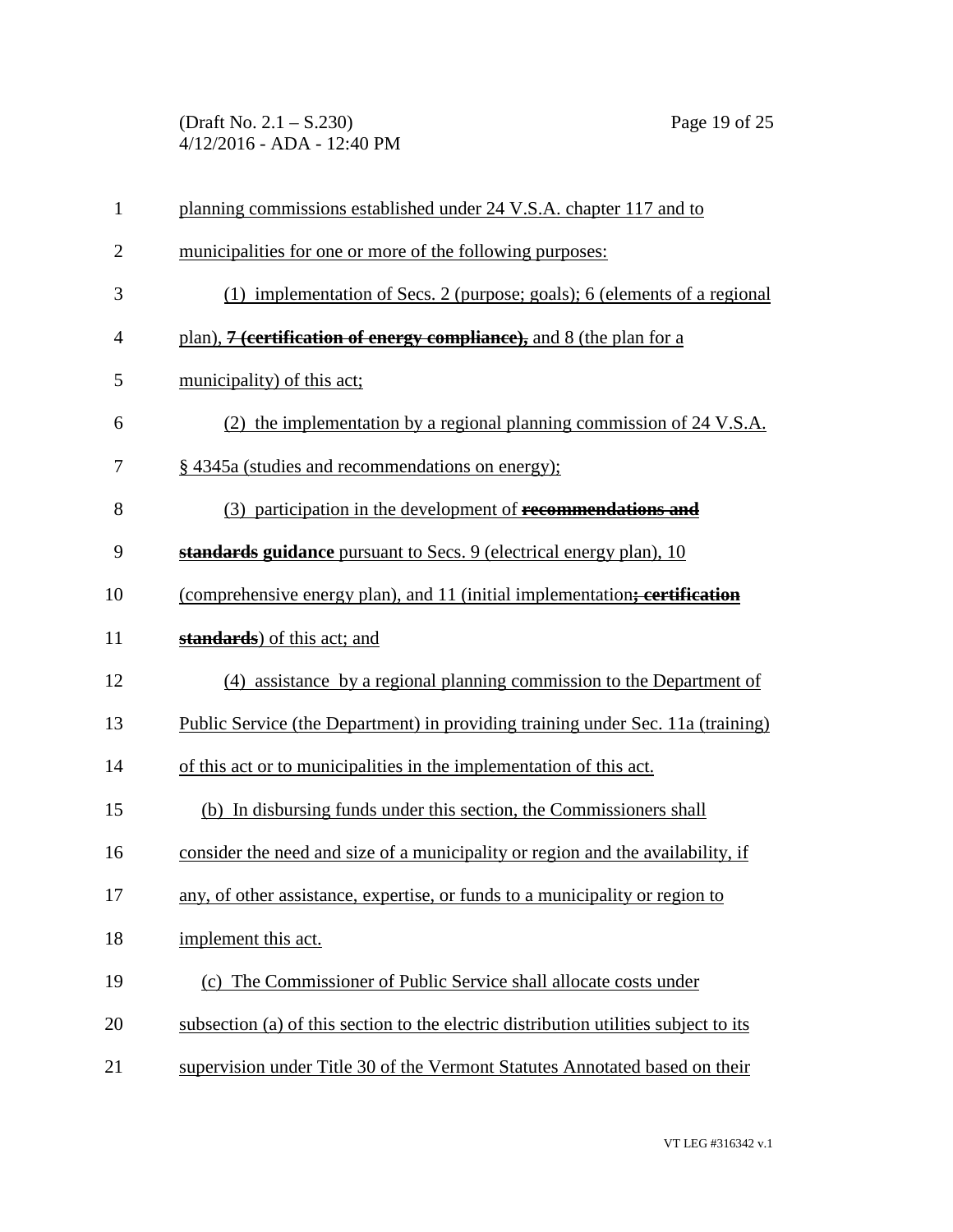planning commissions established under 24 V.S.A. chapter 117 and to municipalities for one or more of the following purposes:

(1) implementation of Secs. 2 (purpose; goals); 6 (elements of a regional plan), ~~**7 (certification of energy compliance),**~~ and 8 (the plan for a municipality) of this act;

(2) the implementation by a regional planning commission of 24 V.S.A. § 4345a (studies and recommendations on energy);

(3) participation in the development of ~~**recommendations and standards**~~ **guidance** pursuant to Secs. 9 (electrical energy plan), 10 (comprehensive energy plan), and 11 (initial implementation~~**; certification standards**~~) of this act; and

(4) assistance by a regional planning commission to the Department of Public Service (the Department) in providing training under Sec. 11a (training) of this act or to municipalities in the implementation of this act.

(b) In disbursing funds under this section, the Commissioners shall consider the need and size of a municipality or region and the availability, if any, of other assistance, expertise, or funds to a municipality or region to implement this act.

(c) The Commissioner of Public Service shall allocate costs under subsection (a) of this section to the electric distribution utilities subject to its supervision under Title 30 of the Vermont Statutes Annotated based on their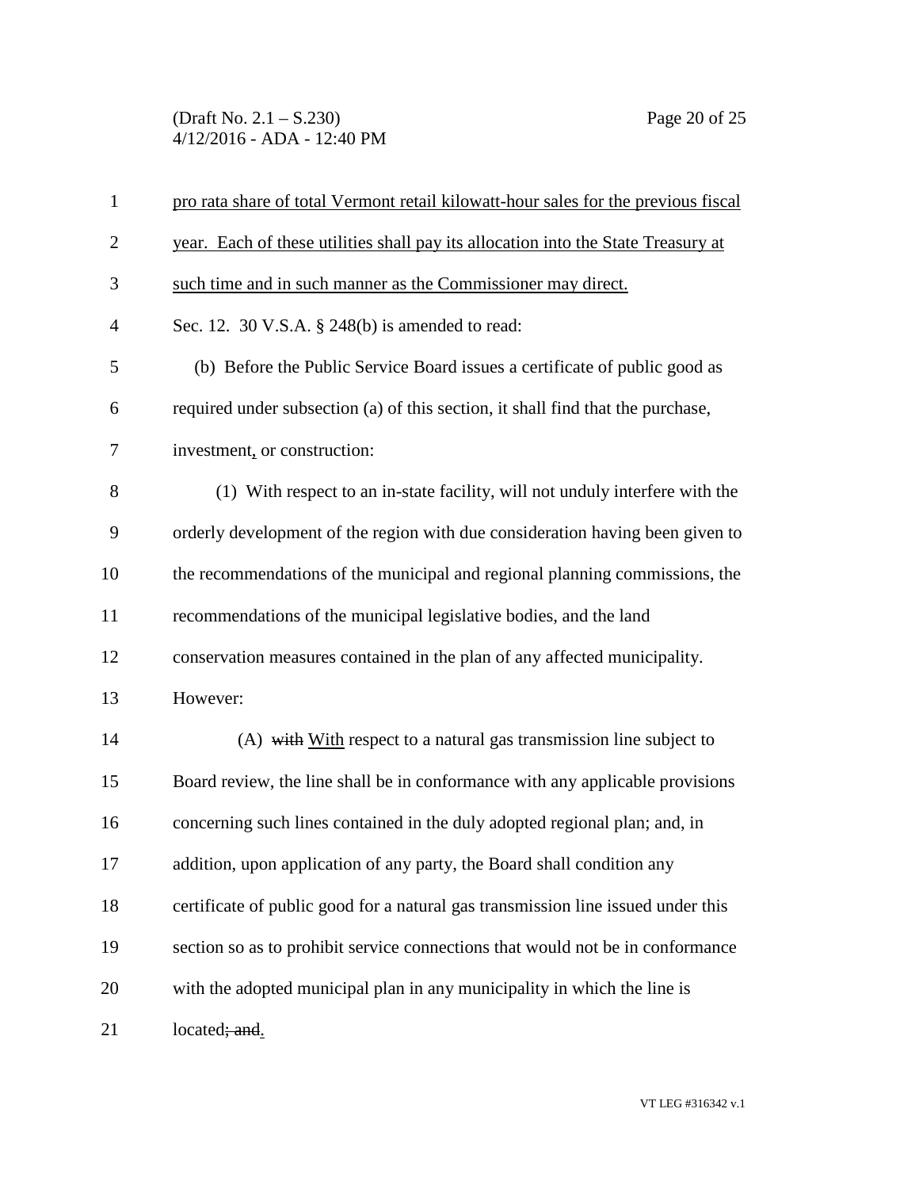pro rata share of total Vermont retail kilowatt-hour sales for the previous fiscal year. Each of these utilities shall pay its allocation into the State Treasury at such time and in such manner as the Commissioner may direct.

Sec. 12. 30 V.S.A. § 248(b) is amended to read:

(b) Before the Public Service Board issues a certificate of public good as required under subsection (a) of this section, it shall find that the purchase, investment, or construction:

(1) With respect to an in-state facility, will not unduly interfere with the orderly development of the region with due consideration having been given to the recommendations of the municipal and regional planning commissions, the recommendations of the municipal legislative bodies, and the land conservation measures contained in the plan of any affected municipality. However:

(A) ~~with~~ With respect to a natural gas transmission line subject to Board review, the line shall be in conformance with any applicable provisions concerning such lines contained in the duly adopted regional plan; and, in addition, upon application of any party, the Board shall condition any certificate of public good for a natural gas transmission line issued under this section so as to prohibit service connections that would not be in conformance with the adopted municipal plan in any municipality in which the line is located~~; and~~.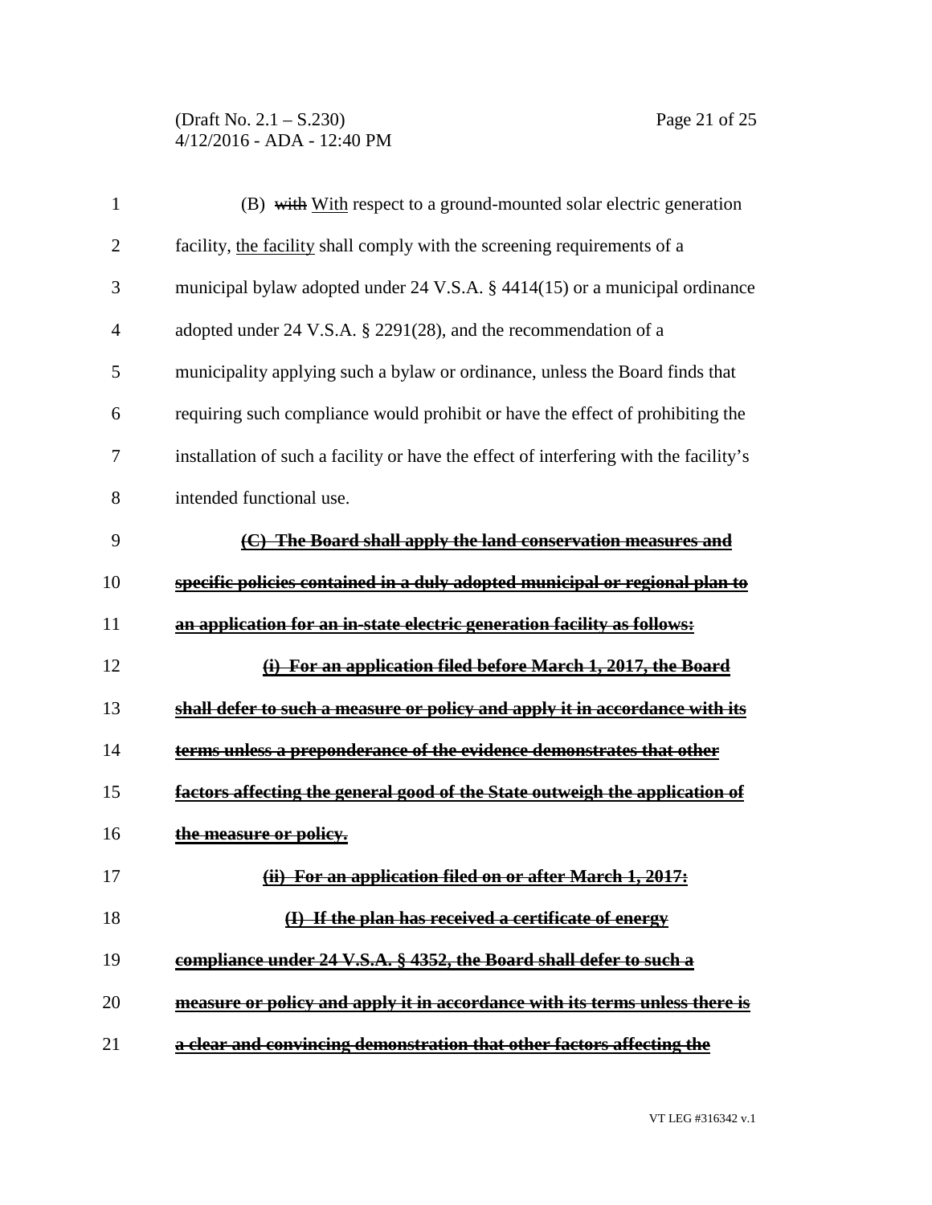(B) ~~with~~ With respect to a ground-mounted solar electric generation facility, the facility shall comply with the screening requirements of a municipal bylaw adopted under 24 V.S.A. § 4414(15) or a municipal ordinance adopted under 24 V.S.A. § 2291(28), and the recommendation of a municipality applying such a bylaw or ordinance, unless the Board finds that requiring such compliance would prohibit or have the effect of prohibiting the installation of such a facility or have the effect of interfering with the facility's intended functional use.

~~**(C) The Board shall apply the land conservation measures and specific policies contained in a duly adopted municipal or regional plan to an application for an in-state electric generation facility as follows:**~~

~~**(i) For an application filed before March 1, 2017, the Board shall defer to such a measure or policy and apply it in accordance with its terms unless a preponderance of the evidence demonstrates that other factors affecting the general good of the State outweigh the application of the measure or policy.**~~

~~**(ii) For an application filed on or after March 1, 2017:**~~

~~**(I) If the plan has received a certificate of energy compliance under 24 V.S.A. § 4352, the Board shall defer to such a measure or policy and apply it in accordance with its terms unless there is a clear and convincing demonstration that other factors affecting the**~~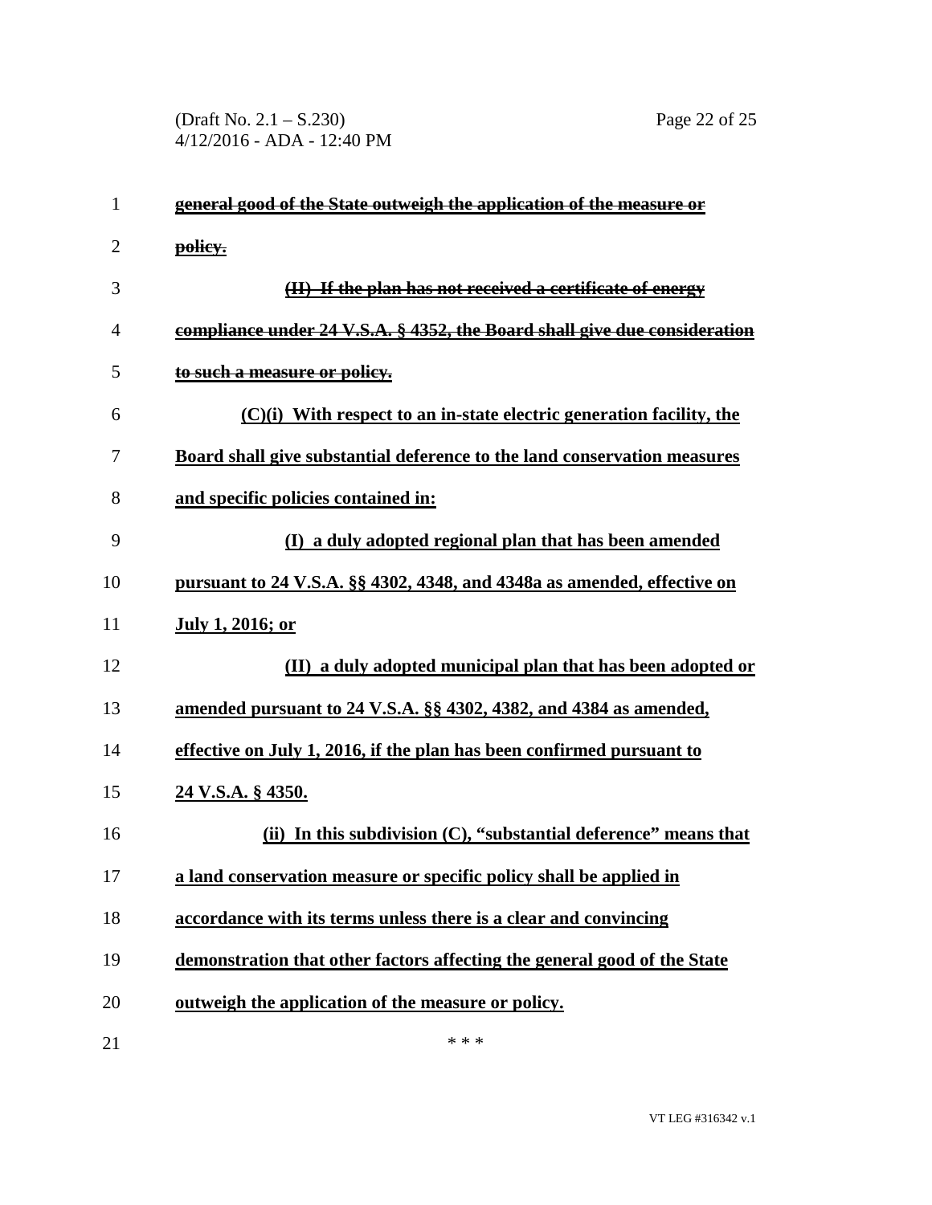~~**general good of the State outweigh the application of the measure or policy.**~~

~~**(II) If the plan has not received a certificate of energy compliance under 24 V.S.A. § 4352, the Board shall give due consideration to such a measure or policy.**~~

<u>**(C)(i) With respect to an in-state electric generation facility, the Board shall give substantial deference to the land conservation measures and specific policies contained in:**</u>

<u>**(I) a duly adopted regional plan that has been amended pursuant to 24 V.S.A. §§ 4302, 4348, and 4348a as amended, effective on July 1, 2016; or**</u>

<u>**(II) a duly adopted municipal plan that has been adopted or amended pursuant to 24 V.S.A. §§ 4302, 4382, and 4384 as amended, effective on July 1, 2016, if the plan has been confirmed pursuant to 24 V.S.A. § 4350.**</u>

<u>**(ii) In this subdivision (C), "substantial deference" means that a land conservation measure or specific policy shall be applied in accordance with its terms unless there is a clear and convincing demonstration that other factors affecting the general good of the State outweigh the application of the measure or policy.**</u>

\* \* \*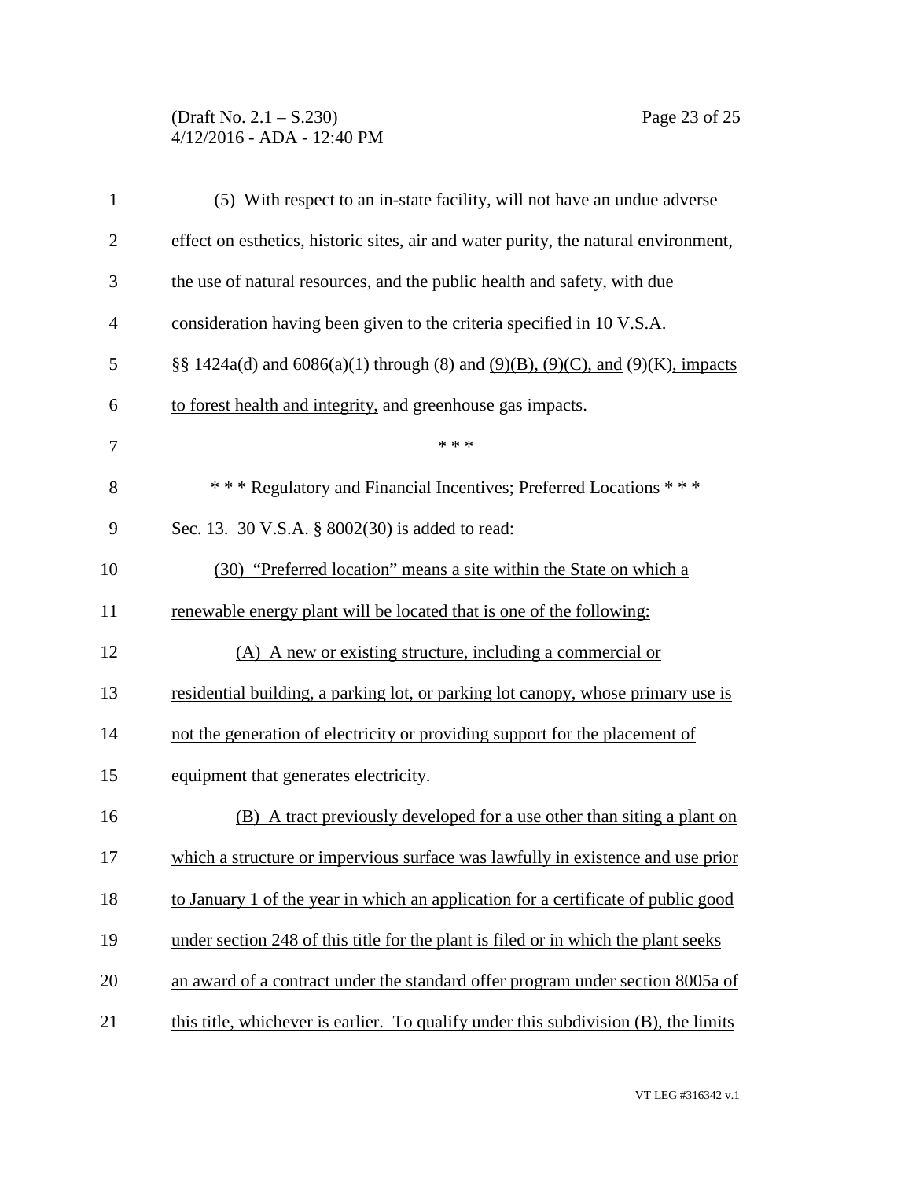(5) With respect to an in-state facility, will not have an undue adverse effect on esthetics, historic sites, air and water purity, the natural environment, the use of natural resources, and the public health and safety, with due consideration having been given to the criteria specified in 10 V.S.A. §§ 1424a(d) and 6086(a)(1) through (8) and (9)(B), (9)(C), and (9)(K), impacts to forest health and integrity, and greenhouse gas impacts.

\* \* \*

\* \* \* Regulatory and Financial Incentives; Preferred Locations \* \* \*

Sec. 13. 30 V.S.A. § 8002(30) is added to read:

(30) "Preferred location" means a site within the State on which a renewable energy plant will be located that is one of the following:

(A) A new or existing structure, including a commercial or residential building, a parking lot, or parking lot canopy, whose primary use is not the generation of electricity or providing support for the placement of equipment that generates electricity.

(B) A tract previously developed for a use other than siting a plant on which a structure or impervious surface was lawfully in existence and use prior to January 1 of the year in which an application for a certificate of public good under section 248 of this title for the plant is filed or in which the plant seeks an award of a contract under the standard offer program under section 8005a of this title, whichever is earlier. To qualify under this subdivision (B), the limits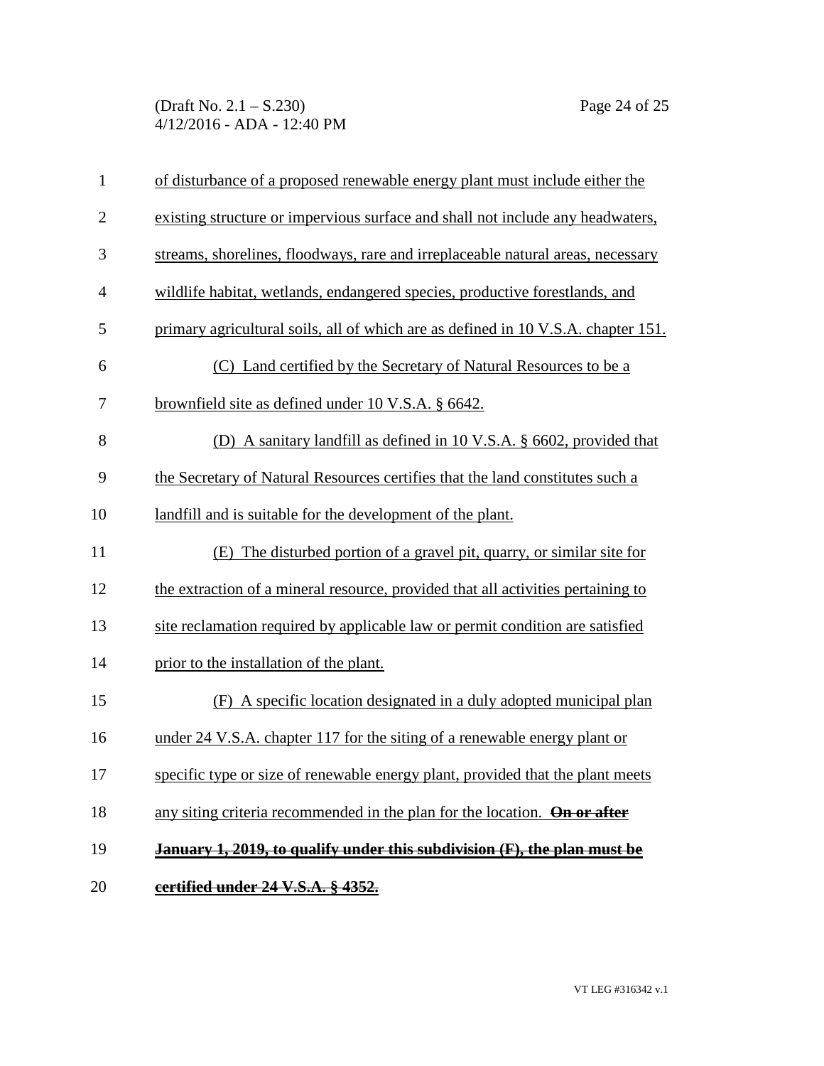of disturbance of a proposed renewable energy plant must include either the existing structure or impervious surface and shall not include any headwaters, streams, shorelines, floodways, rare and irreplaceable natural areas, necessary wildlife habitat, wetlands, endangered species, productive forestlands, and primary agricultural soils, all of which are as defined in 10 V.S.A. chapter 151.

(C) Land certified by the Secretary of Natural Resources to be a brownfield site as defined under 10 V.S.A. § 6642.

(D) A sanitary landfill as defined in 10 V.S.A. § 6602, provided that the Secretary of Natural Resources certifies that the land constitutes such a landfill and is suitable for the development of the plant.

(E) The disturbed portion of a gravel pit, quarry, or similar site for the extraction of a mineral resource, provided that all activities pertaining to site reclamation required by applicable law or permit condition are satisfied prior to the installation of the plant.

(F) A specific location designated in a duly adopted municipal plan under 24 V.S.A. chapter 117 for the siting of a renewable energy plant or specific type or size of renewable energy plant, provided that the plant meets any siting criteria recommended in the plan for the location. ~~**On or after January 1, 2019, to qualify under this subdivision (F), the plan must be certified under 24 V.S.A. § 4352.**~~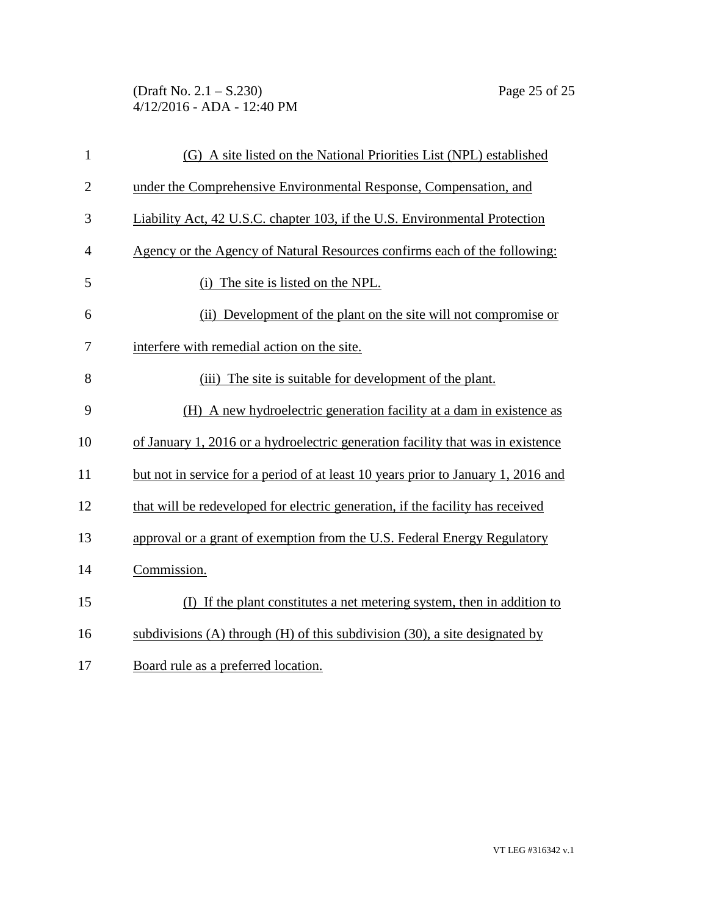(G) A site listed on the National Priorities List (NPL) established under the Comprehensive Environmental Response, Compensation, and Liability Act, 42 U.S.C. chapter 103, if the U.S. Environmental Protection Agency or the Agency of Natural Resources confirms each of the following:

(i) The site is listed on the NPL.

(ii) Development of the plant on the site will not compromise or interfere with remedial action on the site.

(iii) The site is suitable for development of the plant.

(H) A new hydroelectric generation facility at a dam in existence as of January 1, 2016 or a hydroelectric generation facility that was in existence but not in service for a period of at least 10 years prior to January 1, 2016 and that will be redeveloped for electric generation, if the facility has received approval or a grant of exemption from the U.S. Federal Energy Regulatory Commission.

(I) If the plant constitutes a net metering system, then in addition to subdivisions (A) through (H) of this subdivision (30), a site designated by Board rule as a preferred location.